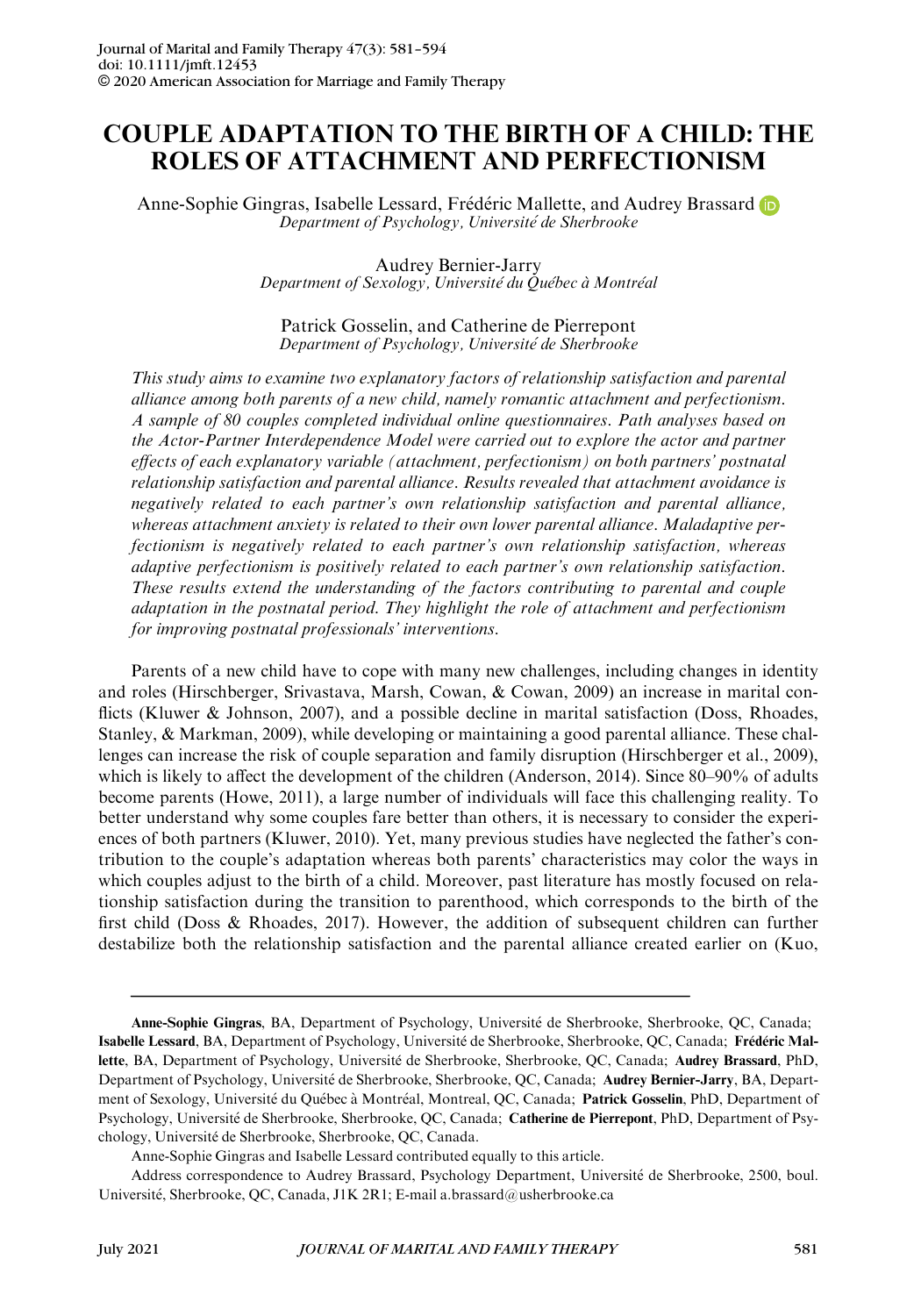# COUPLE ADAPTATION TO THE BIRTH OF A CHILD: THE ROLES OF ATTACHMENT AND PERFECTIONISM

Anne-Sophie Gingras, Isabelle Lessard, Frédéric Mallette, and Audrey Brassard
*Department of Psychology, Université de Sherbrooke*

Audrey Bernier-Jarry
*Department of Sexology, Université du Québec à Montréal*

Patrick Gosselin, and Catherine de Pierrepont
*Department of Psychology, Université de Sherbrooke*

*This study aims to examine two explanatory factors of relationship satisfaction and parental alliance among both parents of a new child, namely romantic attachment and perfectionism. A sample of 80 couples completed individual online questionnaires. Path analyses based on the Actor-Partner Interdependence Model were carried out to explore the actor and partner effects of each explanatory variable (attachment, perfectionism) on both partners' postnatal relationship satisfaction and parental alliance. Results revealed that attachment avoidance is negatively related to each partner's own relationship satisfaction and parental alliance, whereas attachment anxiety is related to their own lower parental alliance. Maladaptive perfectionism is negatively related to each partner's own relationship satisfaction, whereas adaptive perfectionism is positively related to each partner's own relationship satisfaction. These results extend the understanding of the factors contributing to parental and couple adaptation in the postnatal period. They highlight the role of attachment and perfectionism for improving postnatal professionals' interventions.*

Parents of a new child have to cope with many new challenges, including changes in identity and roles (Hirschberger, Srivastava, Marsh, Cowan, & Cowan, 2009) an increase in marital conflicts (Kluwer & Johnson, 2007), and a possible decline in marital satisfaction (Doss, Rhoades, Stanley, & Markman, 2009), while developing or maintaining a good parental alliance. These challenges can increase the risk of couple separation and family disruption (Hirschberger et al., 2009), which is likely to affect the development of the children (Anderson, 2014). Since 80–90% of adults become parents (Howe, 2011), a large number of individuals will face this challenging reality. To better understand why some couples fare better than others, it is necessary to consider the experiences of both partners (Kluwer, 2010). Yet, many previous studies have neglected the father's contribution to the couple's adaptation whereas both parents' characteristics may color the ways in which couples adjust to the birth of a child. Moreover, past literature has mostly focused on relationship satisfaction during the transition to parenthood, which corresponds to the birth of the first child (Doss & Rhoades, 2017). However, the addition of subsequent children can further destabilize both the relationship satisfaction and the parental alliance created earlier on (Kuo,

---

**Anne-Sophie Gingras**, BA, Department of Psychology, Université de Sherbrooke, Sherbrooke, QC, Canada; **Isabelle Lessard**, BA, Department of Psychology, Université de Sherbrooke, Sherbrooke, QC, Canada; **Frédéric Mallette**, BA, Department of Psychology, Université de Sherbrooke, Sherbrooke, QC, Canada; **Audrey Brassard**, PhD, Department of Psychology, Université de Sherbrooke, Sherbrooke, QC, Canada; **Audrey Bernier-Jarry**, BA, Department of Sexology, Université du Québec à Montréal, Montreal, QC, Canada; **Patrick Gosselin**, PhD, Department of Psychology, Université de Sherbrooke, Sherbrooke, QC, Canada; **Catherine de Pierrepont**, PhD, Department of Psychology, Université de Sherbrooke, Sherbrooke, QC, Canada.

Anne-Sophie Gingras and Isabelle Lessard contributed equally to this article.

Address correspondence to Audrey Brassard, Psychology Department, Université de Sherbrooke, 2500, boul. Université, Sherbrooke, QC, Canada, J1K 2R1; E-mail a.brassard@usherbrooke.ca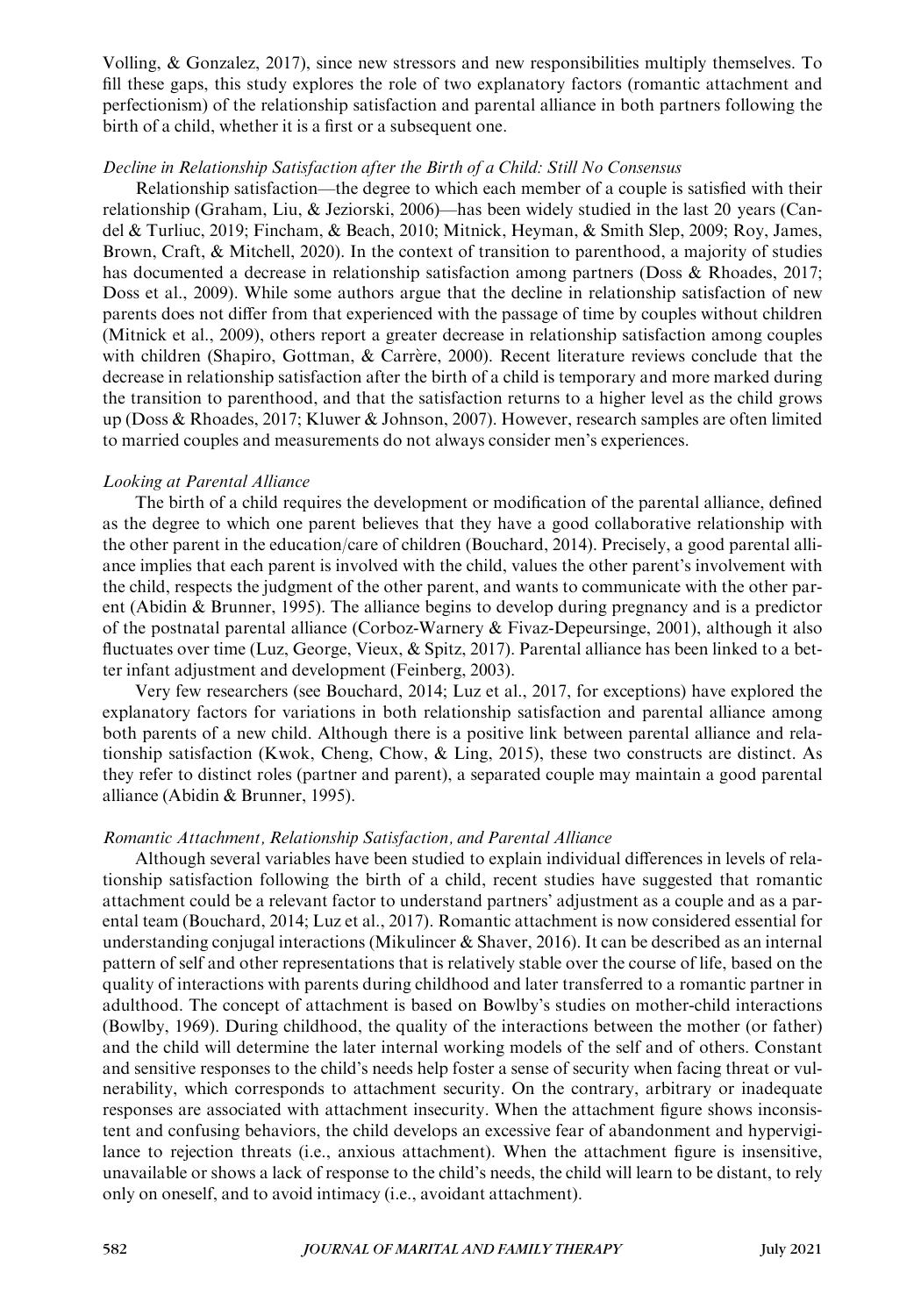Volling, & Gonzalez, 2017), since new stressors and new responsibilities multiply themselves. To fill these gaps, this study explores the role of two explanatory factors (romantic attachment and perfectionism) of the relationship satisfaction and parental alliance in both partners following the birth of a child, whether it is a first or a subsequent one.

### *Decline in Relationship Satisfaction after the Birth of a Child: Still No Consensus*

Relationship satisfaction—the degree to which each member of a couple is satisfied with their relationship (Graham, Liu, & Jeziorski, 2006)—has been widely studied in the last 20 years (Candel & Turliuc, 2019; Fincham, & Beach, 2010; Mitnick, Heyman, & Smith Slep, 2009; Roy, James, Brown, Craft, & Mitchell, 2020). In the context of transition to parenthood, a majority of studies has documented a decrease in relationship satisfaction among partners (Doss & Rhoades, 2017; Doss et al., 2009). While some authors argue that the decline in relationship satisfaction of new parents does not differ from that experienced with the passage of time by couples without children (Mitnick et al., 2009), others report a greater decrease in relationship satisfaction among couples with children (Shapiro, Gottman, & Carrère, 2000). Recent literature reviews conclude that the decrease in relationship satisfaction after the birth of a child is temporary and more marked during the transition to parenthood, and that the satisfaction returns to a higher level as the child grows up (Doss & Rhoades, 2017; Kluwer & Johnson, 2007). However, research samples are often limited to married couples and measurements do not always consider men's experiences.

### *Looking at Parental Alliance*

The birth of a child requires the development or modification of the parental alliance, defined as the degree to which one parent believes that they have a good collaborative relationship with the other parent in the education/care of children (Bouchard, 2014). Precisely, a good parental alliance implies that each parent is involved with the child, values the other parent's involvement with the child, respects the judgment of the other parent, and wants to communicate with the other parent (Abidin & Brunner, 1995). The alliance begins to develop during pregnancy and is a predictor of the postnatal parental alliance (Corboz-Warnery & Fivaz-Depeursinge, 2001), although it also fluctuates over time (Luz, George, Vieux, & Spitz, 2017). Parental alliance has been linked to a better infant adjustment and development (Feinberg, 2003).

Very few researchers (see Bouchard, 2014; Luz et al., 2017, for exceptions) have explored the explanatory factors for variations in both relationship satisfaction and parental alliance among both parents of a new child. Although there is a positive link between parental alliance and relationship satisfaction (Kwok, Cheng, Chow, & Ling, 2015), these two constructs are distinct. As they refer to distinct roles (partner and parent), a separated couple may maintain a good parental alliance (Abidin & Brunner, 1995).

### *Romantic Attachment, Relationship Satisfaction, and Parental Alliance*

Although several variables have been studied to explain individual differences in levels of relationship satisfaction following the birth of a child, recent studies have suggested that romantic attachment could be a relevant factor to understand partners' adjustment as a couple and as a parental team (Bouchard, 2014; Luz et al., 2017). Romantic attachment is now considered essential for understanding conjugal interactions (Mikulincer & Shaver, 2016). It can be described as an internal pattern of self and other representations that is relatively stable over the course of life, based on the quality of interactions with parents during childhood and later transferred to a romantic partner in adulthood. The concept of attachment is based on Bowlby's studies on mother-child interactions (Bowlby, 1969). During childhood, the quality of the interactions between the mother (or father) and the child will determine the later internal working models of the self and of others. Constant and sensitive responses to the child's needs help foster a sense of security when facing threat or vulnerability, which corresponds to attachment security. On the contrary, arbitrary or inadequate responses are associated with attachment insecurity. When the attachment figure shows inconsistent and confusing behaviors, the child develops an excessive fear of abandonment and hypervigilance to rejection threats (i.e., anxious attachment). When the attachment figure is insensitive, unavailable or shows a lack of response to the child's needs, the child will learn to be distant, to rely only on oneself, and to avoid intimacy (i.e., avoidant attachment).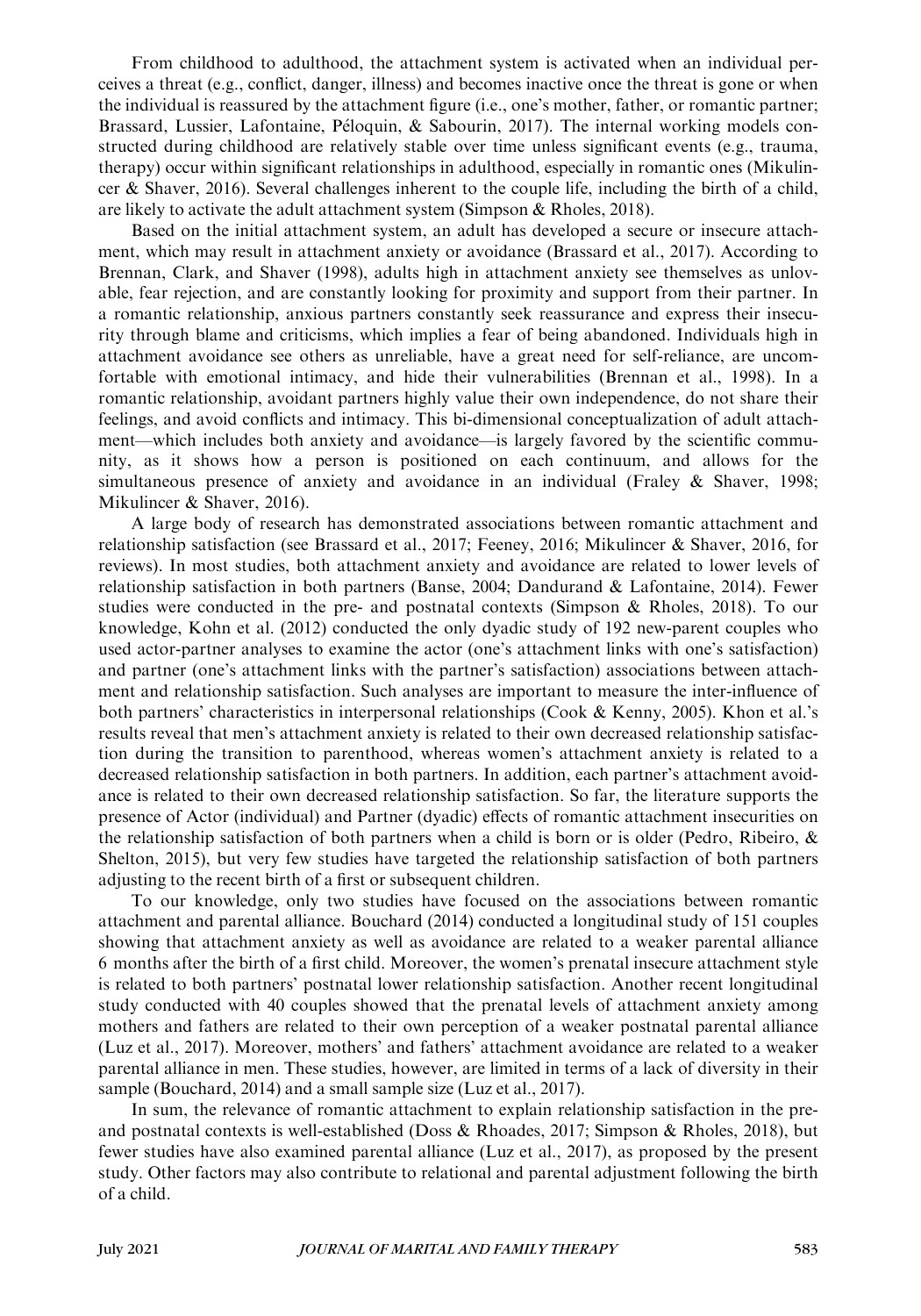From childhood to adulthood, the attachment system is activated when an individual perceives a threat (e.g., conflict, danger, illness) and becomes inactive once the threat is gone or when the individual is reassured by the attachment figure (i.e., one's mother, father, or romantic partner; Brassard, Lussier, Lafontaine, Péloquin, & Sabourin, 2017). The internal working models constructed during childhood are relatively stable over time unless significant events (e.g., trauma, therapy) occur within significant relationships in adulthood, especially in romantic ones (Mikulincer & Shaver, 2016). Several challenges inherent to the couple life, including the birth of a child, are likely to activate the adult attachment system (Simpson & Rholes, 2018).

Based on the initial attachment system, an adult has developed a secure or insecure attachment, which may result in attachment anxiety or avoidance (Brassard et al., 2017). According to Brennan, Clark, and Shaver (1998), adults high in attachment anxiety see themselves as unlovable, fear rejection, and are constantly looking for proximity and support from their partner. In a romantic relationship, anxious partners constantly seek reassurance and express their insecurity through blame and criticisms, which implies a fear of being abandoned. Individuals high in attachment avoidance see others as unreliable, have a great need for self-reliance, are uncomfortable with emotional intimacy, and hide their vulnerabilities (Brennan et al., 1998). In a romantic relationship, avoidant partners highly value their own independence, do not share their feelings, and avoid conflicts and intimacy. This bi-dimensional conceptualization of adult attachment—which includes both anxiety and avoidance—is largely favored by the scientific community, as it shows how a person is positioned on each continuum, and allows for the simultaneous presence of anxiety and avoidance in an individual (Fraley & Shaver, 1998; Mikulincer & Shaver, 2016).

A large body of research has demonstrated associations between romantic attachment and relationship satisfaction (see Brassard et al., 2017; Feeney, 2016; Mikulincer & Shaver, 2016, for reviews). In most studies, both attachment anxiety and avoidance are related to lower levels of relationship satisfaction in both partners (Banse, 2004; Dandurand & Lafontaine, 2014). Fewer studies were conducted in the pre- and postnatal contexts (Simpson & Rholes, 2018). To our knowledge, Kohn et al. (2012) conducted the only dyadic study of 192 new-parent couples who used actor-partner analyses to examine the actor (one's attachment links with one's satisfaction) and partner (one's attachment links with the partner's satisfaction) associations between attachment and relationship satisfaction. Such analyses are important to measure the inter-influence of both partners' characteristics in interpersonal relationships (Cook & Kenny, 2005). Khon et al.'s results reveal that men's attachment anxiety is related to their own decreased relationship satisfaction during the transition to parenthood, whereas women's attachment anxiety is related to a decreased relationship satisfaction in both partners. In addition, each partner's attachment avoidance is related to their own decreased relationship satisfaction. So far, the literature supports the presence of Actor (individual) and Partner (dyadic) effects of romantic attachment insecurities on the relationship satisfaction of both partners when a child is born or is older (Pedro, Ribeiro, & Shelton, 2015), but very few studies have targeted the relationship satisfaction of both partners adjusting to the recent birth of a first or subsequent children.

To our knowledge, only two studies have focused on the associations between romantic attachment and parental alliance. Bouchard (2014) conducted a longitudinal study of 151 couples showing that attachment anxiety as well as avoidance are related to a weaker parental alliance 6 months after the birth of a first child. Moreover, the women's prenatal insecure attachment style is related to both partners' postnatal lower relationship satisfaction. Another recent longitudinal study conducted with 40 couples showed that the prenatal levels of attachment anxiety among mothers and fathers are related to their own perception of a weaker postnatal parental alliance (Luz et al., 2017). Moreover, mothers' and fathers' attachment avoidance are related to a weaker parental alliance in men. These studies, however, are limited in terms of a lack of diversity in their sample (Bouchard, 2014) and a small sample size (Luz et al., 2017).

In sum, the relevance of romantic attachment to explain relationship satisfaction in the pre- and postnatal contexts is well-established (Doss & Rhoades, 2017; Simpson & Rholes, 2018), but fewer studies have also examined parental alliance (Luz et al., 2017), as proposed by the present study. Other factors may also contribute to relational and parental adjustment following the birth of a child.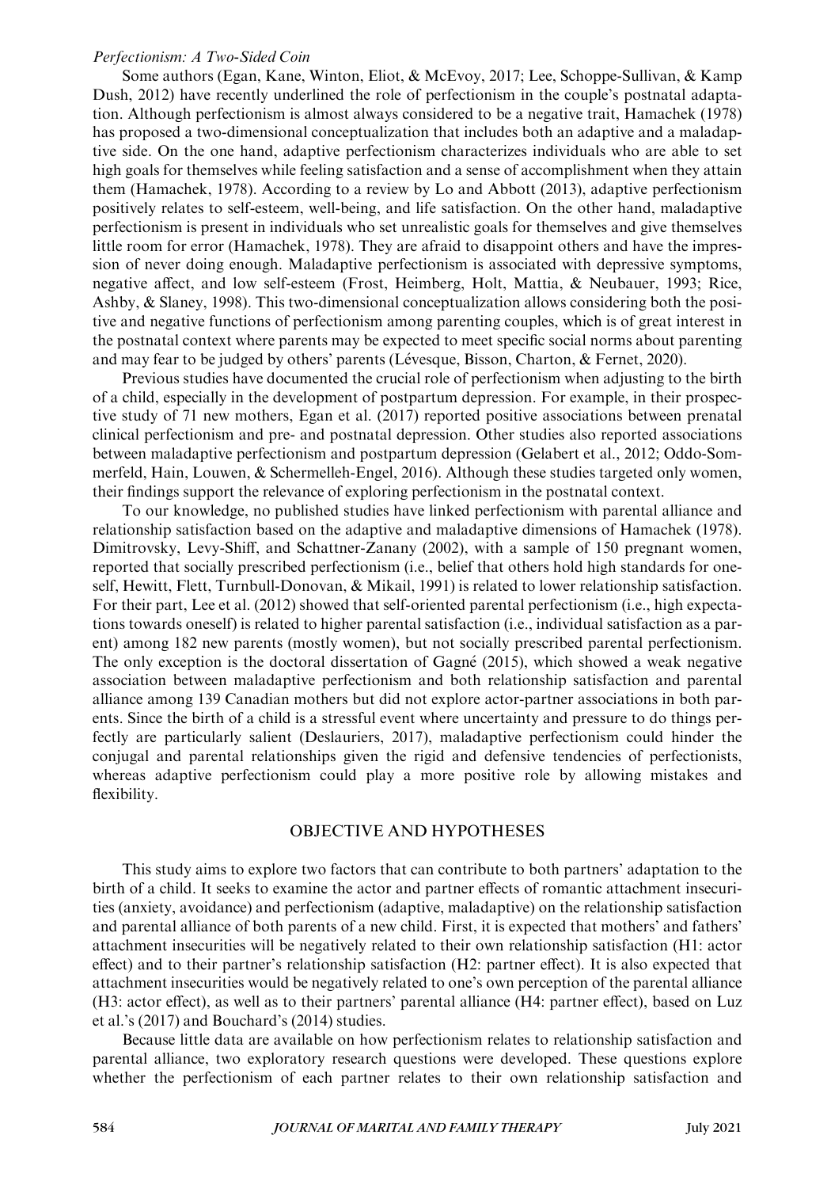*Perfectionism: A Two-Sided Coin*

Some authors (Egan, Kane, Winton, Eliot, & McEvoy, 2017; Lee, Schoppe-Sullivan, & Kamp Dush, 2012) have recently underlined the role of perfectionism in the couple's postnatal adaptation. Although perfectionism is almost always considered to be a negative trait, Hamachek (1978) has proposed a two-dimensional conceptualization that includes both an adaptive and a maladaptive side. On the one hand, adaptive perfectionism characterizes individuals who are able to set high goals for themselves while feeling satisfaction and a sense of accomplishment when they attain them (Hamachek, 1978). According to a review by Lo and Abbott (2013), adaptive perfectionism positively relates to self-esteem, well-being, and life satisfaction. On the other hand, maladaptive perfectionism is present in individuals who set unrealistic goals for themselves and give themselves little room for error (Hamachek, 1978). They are afraid to disappoint others and have the impression of never doing enough. Maladaptive perfectionism is associated with depressive symptoms, negative affect, and low self-esteem (Frost, Heimberg, Holt, Mattia, & Neubauer, 1993; Rice, Ashby, & Slaney, 1998). This two-dimensional conceptualization allows considering both the positive and negative functions of perfectionism among parenting couples, which is of great interest in the postnatal context where parents may be expected to meet specific social norms about parenting and may fear to be judged by others' parents (Lévesque, Bisson, Charton, & Fernet, 2020).

Previous studies have documented the crucial role of perfectionism when adjusting to the birth of a child, especially in the development of postpartum depression. For example, in their prospective study of 71 new mothers, Egan et al. (2017) reported positive associations between prenatal clinical perfectionism and pre- and postnatal depression. Other studies also reported associations between maladaptive perfectionism and postpartum depression (Gelabert et al., 2012; Oddo-Sommerfeld, Hain, Louwen, & Schermelleh-Engel, 2016). Although these studies targeted only women, their findings support the relevance of exploring perfectionism in the postnatal context.

To our knowledge, no published studies have linked perfectionism with parental alliance and relationship satisfaction based on the adaptive and maladaptive dimensions of Hamachek (1978). Dimitrovsky, Levy-Shiff, and Schattner-Zanany (2002), with a sample of 150 pregnant women, reported that socially prescribed perfectionism (i.e., belief that others hold high standards for oneself, Hewitt, Flett, Turnbull-Donovan, & Mikail, 1991) is related to lower relationship satisfaction. For their part, Lee et al. (2012) showed that self-oriented parental perfectionism (i.e., high expectations towards oneself) is related to higher parental satisfaction (i.e., individual satisfaction as a parent) among 182 new parents (mostly women), but not socially prescribed parental perfectionism. The only exception is the doctoral dissertation of Gagné (2015), which showed a weak negative association between maladaptive perfectionism and both relationship satisfaction and parental alliance among 139 Canadian mothers but did not explore actor-partner associations in both parents. Since the birth of a child is a stressful event where uncertainty and pressure to do things perfectly are particularly salient (Deslauriers, 2017), maladaptive perfectionism could hinder the conjugal and parental relationships given the rigid and defensive tendencies of perfectionists, whereas adaptive perfectionism could play a more positive role by allowing mistakes and flexibility.

## OBJECTIVE AND HYPOTHESES

This study aims to explore two factors that can contribute to both partners' adaptation to the birth of a child. It seeks to examine the actor and partner effects of romantic attachment insecurities (anxiety, avoidance) and perfectionism (adaptive, maladaptive) on the relationship satisfaction and parental alliance of both parents of a new child. First, it is expected that mothers' and fathers' attachment insecurities will be negatively related to their own relationship satisfaction (H1: actor effect) and to their partner's relationship satisfaction (H2: partner effect). It is also expected that attachment insecurities would be negatively related to one's own perception of the parental alliance (H3: actor effect), as well as to their partners' parental alliance (H4: partner effect), based on Luz et al.'s (2017) and Bouchard's (2014) studies.

Because little data are available on how perfectionism relates to relationship satisfaction and parental alliance, two exploratory research questions were developed. These questions explore whether the perfectionism of each partner relates to their own relationship satisfaction and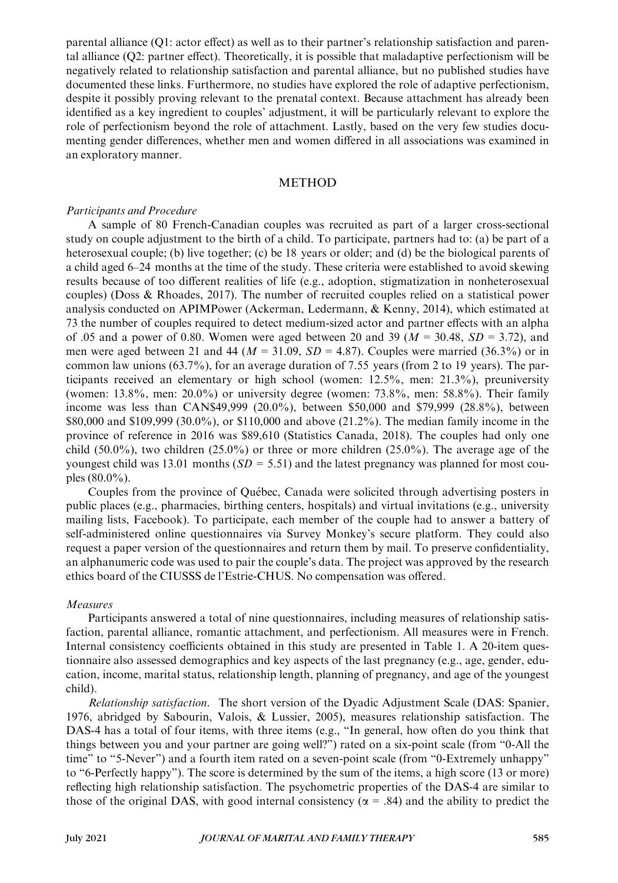parental alliance (Q1: actor effect) as well as to their partner's relationship satisfaction and parental alliance (Q2: partner effect). Theoretically, it is possible that maladaptive perfectionism will be negatively related to relationship satisfaction and parental alliance, but no published studies have documented these links. Furthermore, no studies have explored the role of adaptive perfectionism, despite it possibly proving relevant to the prenatal context. Because attachment has already been identified as a key ingredient to couples' adjustment, it will be particularly relevant to explore the role of perfectionism beyond the role of attachment. Lastly, based on the very few studies documenting gender differences, whether men and women differed in all associations was examined in an exploratory manner.

## METHOD

### *Participants and Procedure*

A sample of 80 French-Canadian couples was recruited as part of a larger cross-sectional study on couple adjustment to the birth of a child. To participate, partners had to: (a) be part of a heterosexual couple; (b) live together; (c) be 18 years or older; and (d) be the biological parents of a child aged 6–24 months at the time of the study. These criteria were established to avoid skewing results because of too different realities of life (e.g., adoption, stigmatization in nonheterosexual couples) (Doss & Rhoades, 2017). The number of recruited couples relied on a statistical power analysis conducted on APIMPower (Ackerman, Ledermann, & Kenny, 2014), which estimated at 73 the number of couples required to detect medium-sized actor and partner effects with an alpha of .05 and a power of 0.80. Women were aged between 20 and 39 ($M$ = 30.48, $SD$ = 3.72), and men were aged between 21 and 44 ($M$ = 31.09, $SD$ = 4.87). Couples were married (36.3%) or in common law unions (63.7%), for an average duration of 7.55 years (from 2 to 19 years). The participants received an elementary or high school (women: 12.5%, men: 21.3%), preuniversity (women: 13.8%, men: 20.0%) or university degree (women: 73.8%, men: 58.8%). Their family income was less than CAN$49,999 (20.0%), between $50,000 and $79,999 (28.8%), between $80,000 and $109,999 (30.0%), or $110,000 and above (21.2%). The median family income in the province of reference in 2016 was $89,610 (Statistics Canada, 2018). The couples had only one child (50.0%), two children (25.0%) or three or more children (25.0%). The average age of the youngest child was 13.01 months ($SD$ = 5.51) and the latest pregnancy was planned for most couples (80.0%).

Couples from the province of Québec, Canada were solicited through advertising posters in public places (e.g., pharmacies, birthing centers, hospitals) and virtual invitations (e.g., university mailing lists, Facebook). To participate, each member of the couple had to answer a battery of self-administered online questionnaires via Survey Monkey's secure platform. They could also request a paper version of the questionnaires and return them by mail. To preserve confidentiality, an alphanumeric code was used to pair the couple's data. The project was approved by the research ethics board of the CIUSSS de l'Estrie-CHUS. No compensation was offered.

### *Measures*

Participants answered a total of nine questionnaires, including measures of relationship satisfaction, parental alliance, romantic attachment, and perfectionism. All measures were in French. Internal consistency coefficients obtained in this study are presented in Table 1. A 20-item questionnaire also assessed demographics and key aspects of the last pregnancy (e.g., age, gender, education, income, marital status, relationship length, planning of pregnancy, and age of the youngest child).

*Relationship satisfaction.* The short version of the Dyadic Adjustment Scale (DAS: Spanier, 1976, abridged by Sabourin, Valois, & Lussier, 2005), measures relationship satisfaction. The DAS-4 has a total of four items, with three items (e.g., "In general, how often do you think that things between you and your partner are going well?") rated on a six-point scale (from "0-All the time" to "5-Never") and a fourth item rated on a seven-point scale (from "0-Extremely unhappy" to "6-Perfectly happy"). The score is determined by the sum of the items, a high score (13 or more) reflecting high relationship satisfaction. The psychometric properties of the DAS-4 are similar to those of the original DAS, with good internal consistency ($\alpha$ = .84) and the ability to predict the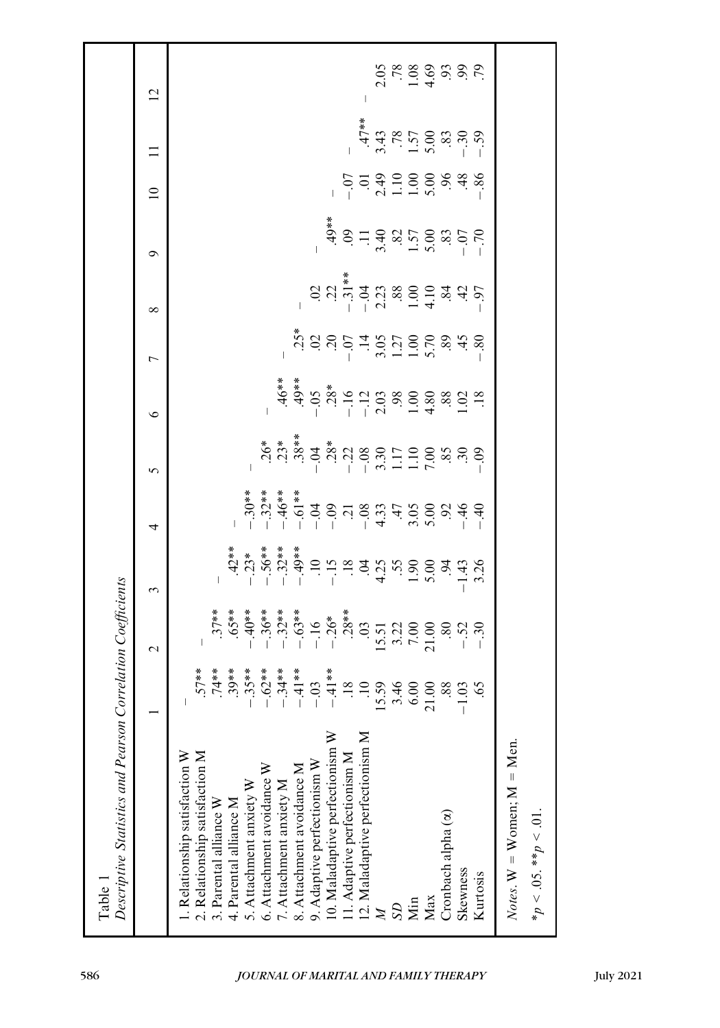Table 1
*Descriptive Statistics and Pearson Correlation Coefficients*

| | 1 | 2 | 3 | 4 | 5 | 6 | 7 | 8 | 9 | 10 | 11 | 12 |
|---|---|---|---|---|---|---|---|---|---|---|---|---|
| 1. Relationship satisfaction W | – | | | | | | | | | | | |
| 2. Relationship satisfaction M | .57** | – | | | | | | | | | | |
| 3. Parental alliance W | .74** | .37** | – | | | | | | | | | |
| 4. Parental alliance M | .39** | .65** | .42** | – | | | | | | | | |
| 5. Attachment anxiety W | −.35** | −.40** | −.23* | −.30** | – | | | | | | | |
| 6. Attachment avoidance W | −.62** | −.36** | −.56** | −.32** | .26* | – | | | | | | |
| 7. Attachment anxiety M | −.34** | −.32** | −.32** | −.46** | .23* | .46** | – | | | | | |
| 8. Attachment avoidance M | −.41** | −.63** | −.49** | −.61** | .38** | .49** | .25* | – | | | | |
| 9. Adaptive perfectionism W | −.03 | −.16 | .10 | −.04 | −.04 | −.05 | .02 | .02 | – | | | |
| 10. Maladaptive perfectionism W | −.41** | −.26* | −.15 | −.09 | .28* | .28* | .20 | .22 | .49** | – | | |
| 11. Adaptive perfectionism M | .18 | .28** | .18 | .21 | −.22 | −.16 | −.07 | −.31** | .09 | −.07 | – | |
| 12. Maladaptive perfectionism M | .10 | .03 | .04 | −.08 | −.08 | −.12 | .14 | −.04 | .11 | .01 | .47** | – |
| *M* | 15.59 | 15.51 | 4.25 | 4.33 | 3.30 | 2.03 | 3.05 | 2.23 | 3.40 | 2.49 | 3.43 | 2.05 |
| *SD* | 3.46 | 3.22 | .55 | .47 | 1.17 | .98 | 1.27 | .88 | .82 | 1.10 | .78 | .78 |
| Min | 6.00 | 7.00 | 1.90 | 3.05 | 1.10 | 1.00 | 1.00 | 1.00 | 1.57 | 1.00 | 1.57 | 1.08 |
| Max | 21.00 | 21.00 | 5.00 | 5.00 | 7.00 | 4.80 | 5.70 | 4.10 | 5.00 | 5.00 | 5.00 | 4.69 |
| Cronbach alpha (α) | .88 | .80 | .94 | .92 | .85 | .88 | .89 | .84 | .83 | .96 | .83 | .93 |
| Skewness | −1.03 | −.52 | −1.43 | −.46 | .30 | 1.02 | .45 | .42 | −.07 | .48 | −.30 | .99 |
| Kurtosis | .65 | −.30 | 3.26 | −.40 | −.09 | .18 | −.80 | −.97 | −.70 | −.86 | −.59 | .79 |

*Notes*. W = Women; M = Men.

*$p < .05$. **$p < .01$.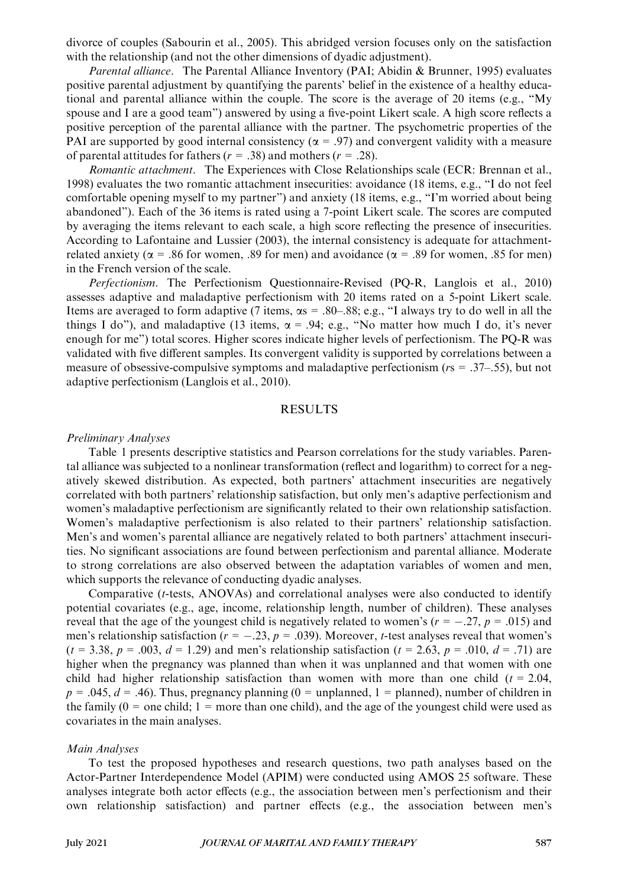divorce of couples (Sabourin et al., 2005). This abridged version focuses only on the satisfaction with the relationship (and not the other dimensions of dyadic adjustment).

*Parental alliance*. The Parental Alliance Inventory (PAI; Abidin & Brunner, 1995) evaluates positive parental adjustment by quantifying the parents' belief in the existence of a healthy educational and parental alliance within the couple. The score is the average of 20 items (e.g., "My spouse and I are a good team") answered by using a five-point Likert scale. A high score reflects a positive perception of the parental alliance with the partner. The psychometric properties of the PAI are supported by good internal consistency ($\alpha = .97$) and convergent validity with a measure of parental attitudes for fathers ($r = .38$) and mothers ($r = .28$).

*Romantic attachment*. The Experiences with Close Relationships scale (ECR: Brennan et al., 1998) evaluates the two romantic attachment insecurities: avoidance (18 items, e.g., "I do not feel comfortable opening myself to my partner") and anxiety (18 items, e.g., "I'm worried about being abandoned"). Each of the 36 items is rated using a 7-point Likert scale. The scores are computed by averaging the items relevant to each scale, a high score reflecting the presence of insecurities. According to Lafontaine and Lussier (2003), the internal consistency is adequate for attachment-related anxiety ($\alpha = .86$ for women, .89 for men) and avoidance ($\alpha = .89$ for women, .85 for men) in the French version of the scale.

*Perfectionism*. The Perfectionism Questionnaire-Revised (PQ-R, Langlois et al., 2010) assesses adaptive and maladaptive perfectionism with 20 items rated on a 5-point Likert scale. Items are averaged to form adaptive (7 items, $\alpha$s = .80–.88; e.g., "I always try to do well in all the things I do"), and maladaptive (13 items, $\alpha = .94$; e.g., "No matter how much I do, it's never enough for me") total scores. Higher scores indicate higher levels of perfectionism. The PQ-R was validated with five different samples. Its convergent validity is supported by correlations between a measure of obsessive-compulsive symptoms and maladaptive perfectionism ($r$s = .37–.55), but not adaptive perfectionism (Langlois et al., 2010).

## RESULTS

### *Preliminary Analyses*

Table 1 presents descriptive statistics and Pearson correlations for the study variables. Parental alliance was subjected to a nonlinear transformation (reflect and logarithm) to correct for a negatively skewed distribution. As expected, both partners' attachment insecurities are negatively correlated with both partners' relationship satisfaction, but only men's adaptive perfectionism and women's maladaptive perfectionism are significantly related to their own relationship satisfaction. Women's maladaptive perfectionism is also related to their partners' relationship satisfaction. Men's and women's parental alliance are negatively related to both partners' attachment insecurities. No significant associations are found between perfectionism and parental alliance. Moderate to strong correlations are also observed between the adaptation variables of women and men, which supports the relevance of conducting dyadic analyses.

Comparative ($t$-tests, ANOVAs) and correlational analyses were also conducted to identify potential covariates (e.g., age, income, relationship length, number of children). These analyses reveal that the age of the youngest child is negatively related to women's ($r = -.27$, $p = .015$) and men's relationship satisfaction ($r = -.23$, $p = .039$). Moreover, $t$-test analyses reveal that women's ($t = 3.38$, $p = .003$, $d = 1.29$) and men's relationship satisfaction ($t = 2.63$, $p = .010$, $d = .71$) are higher when the pregnancy was planned than when it was unplanned and that women with one child had higher relationship satisfaction than women with more than one child ($t = 2.04$, $p = .045$, $d = .46$). Thus, pregnancy planning (0 = unplanned, 1 = planned), number of children in the family (0 = one child; 1 = more than one child), and the age of the youngest child were used as covariates in the main analyses.

### *Main Analyses*

To test the proposed hypotheses and research questions, two path analyses based on the Actor-Partner Interdependence Model (APIM) were conducted using AMOS 25 software. These analyses integrate both actor effects (e.g., the association between men's perfectionism and their own relationship satisfaction) and partner effects (e.g., the association between men's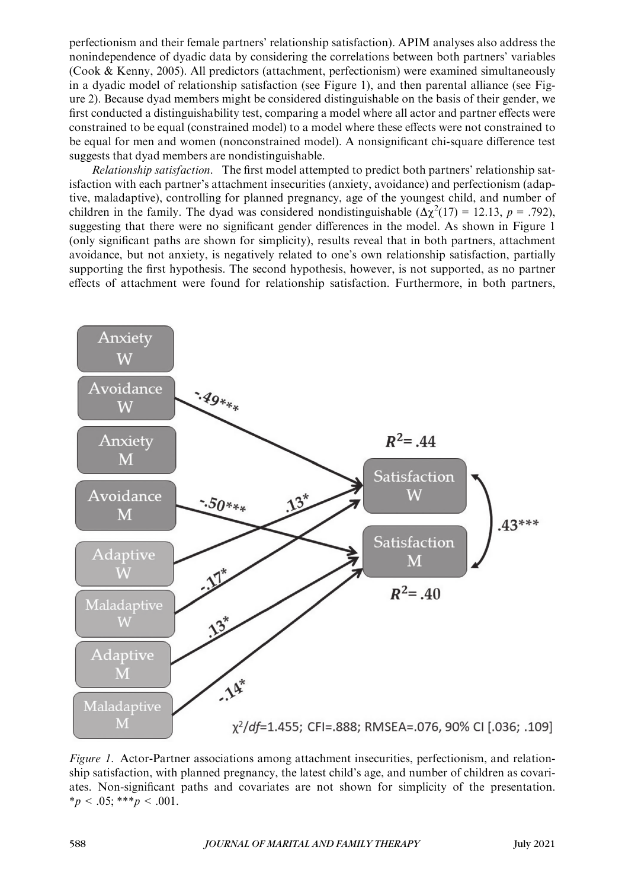perfectionism and their female partners' relationship satisfaction). APIM analyses also address the nonindependence of dyadic data by considering the correlations between both partners' variables (Cook & Kenny, 2005). All predictors (attachment, perfectionism) were examined simultaneously in a dyadic model of relationship satisfaction (see Figure 1), and then parental alliance (see Figure 2). Because dyad members might be considered distinguishable on the basis of their gender, we first conducted a distinguishability test, comparing a model where all actor and partner effects were constrained to be equal (constrained model) to a model where these effects were not constrained to be equal for men and women (nonconstrained model). A nonsignificant chi-square difference test suggests that dyad members are nondistinguishable.

*Relationship satisfaction.* The first model attempted to predict both partners' relationship satisfaction with each partner's attachment insecurities (anxiety, avoidance) and perfectionism (adaptive, maladaptive), controlling for planned pregnancy, age of the youngest child, and number of children in the family. The dyad was considered nondistinguishable ($\Delta\chi^2(17) = 12.13$, $p = .792$), suggesting that there were no significant gender differences in the model. As shown in Figure 1 (only significant paths are shown for simplicity), results reveal that in both partners, attachment avoidance, but not anxiety, is negatively related to one's own relationship satisfaction, partially supporting the first hypothesis. The second hypothesis, however, is not supported, as no partner effects of attachment were found for relationship satisfaction. Furthermore, in both partners,

*Figure 1.* Actor-Partner associations among attachment insecurities, perfectionism, and relationship satisfaction, with planned pregnancy, the latest child's age, and number of children as covariates. Non-significant paths and covariates are not shown for simplicity of the presentation. $^*p < .05$; $^{***}p < .001$.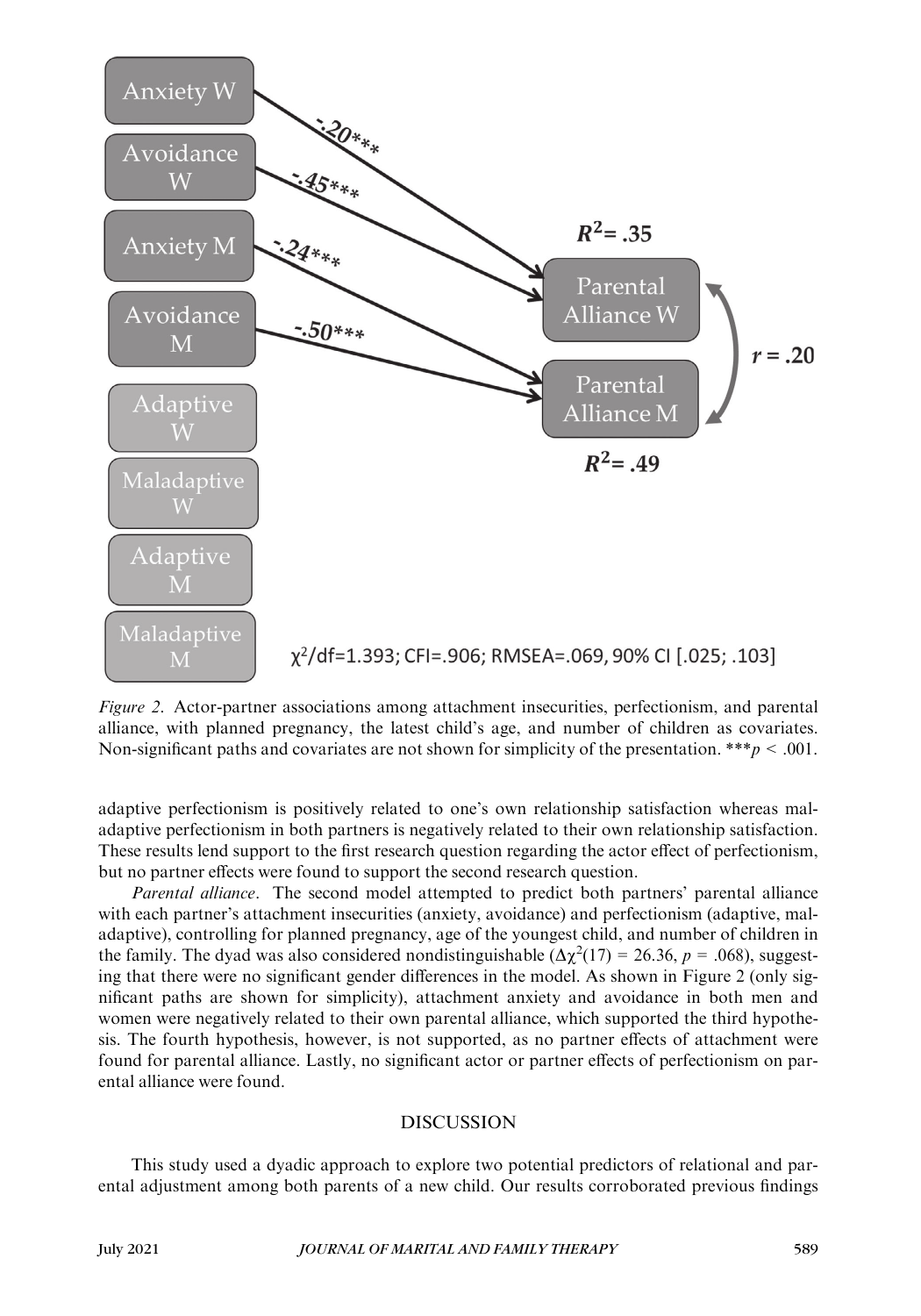*Figure 2*. Actor-partner associations among attachment insecurities, perfectionism, and parental alliance, with planned pregnancy, the latest child's age, and number of children as covariates. Non-significant paths and covariates are not shown for simplicity of the presentation. ***$p < .001$.

adaptive perfectionism is positively related to one's own relationship satisfaction whereas maladaptive perfectionism in both partners is negatively related to their own relationship satisfaction. These results lend support to the first research question regarding the actor effect of perfectionism, but no partner effects were found to support the second research question.

*Parental alliance*. The second model attempted to predict both partners' parental alliance with each partner's attachment insecurities (anxiety, avoidance) and perfectionism (adaptive, maladaptive), controlling for planned pregnancy, age of the youngest child, and number of children in the family. The dyad was also considered nondistinguishable ($\Delta\chi^2(17) = 26.36$, $p = .068$), suggesting that there were no significant gender differences in the model. As shown in Figure 2 (only significant paths are shown for simplicity), attachment anxiety and avoidance in both men and women were negatively related to their own parental alliance, which supported the third hypothesis. The fourth hypothesis, however, is not supported, as no partner effects of attachment were found for parental alliance. Lastly, no significant actor or partner effects of perfectionism on parental alliance were found.

## DISCUSSION

This study used a dyadic approach to explore two potential predictors of relational and parental adjustment among both parents of a new child. Our results corroborated previous findings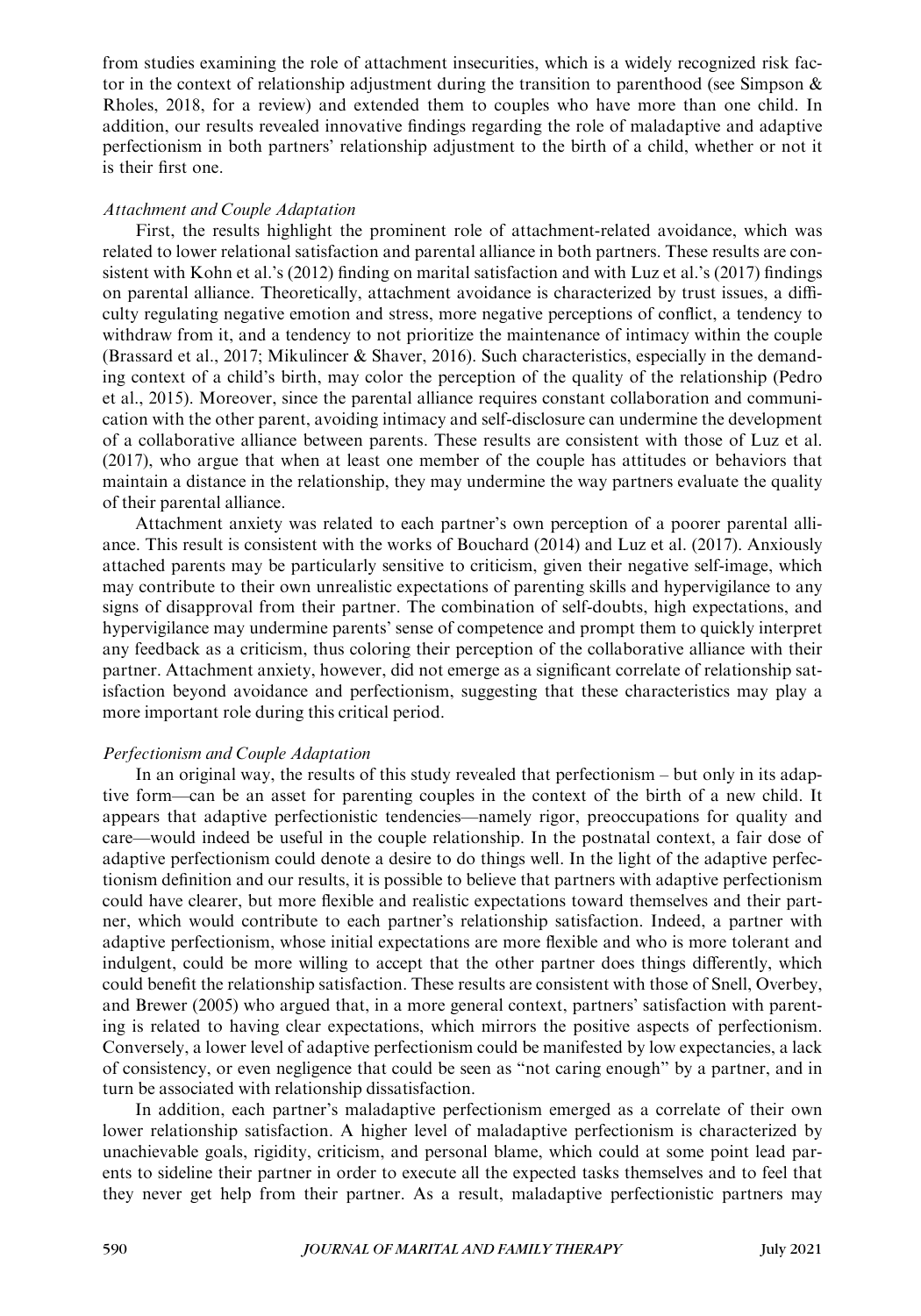from studies examining the role of attachment insecurities, which is a widely recognized risk factor in the context of relationship adjustment during the transition to parenthood (see Simpson & Rholes, 2018, for a review) and extended them to couples who have more than one child. In addition, our results revealed innovative findings regarding the role of maladaptive and adaptive perfectionism in both partners' relationship adjustment to the birth of a child, whether or not it is their first one.

*Attachment and Couple Adaptation*

First, the results highlight the prominent role of attachment-related avoidance, which was related to lower relational satisfaction and parental alliance in both partners. These results are consistent with Kohn et al.'s (2012) finding on marital satisfaction and with Luz et al.'s (2017) findings on parental alliance. Theoretically, attachment avoidance is characterized by trust issues, a difficulty regulating negative emotion and stress, more negative perceptions of conflict, a tendency to withdraw from it, and a tendency to not prioritize the maintenance of intimacy within the couple (Brassard et al., 2017; Mikulincer & Shaver, 2016). Such characteristics, especially in the demanding context of a child's birth, may color the perception of the quality of the relationship (Pedro et al., 2015). Moreover, since the parental alliance requires constant collaboration and communication with the other parent, avoiding intimacy and self-disclosure can undermine the development of a collaborative alliance between parents. These results are consistent with those of Luz et al. (2017), who argue that when at least one member of the couple has attitudes or behaviors that maintain a distance in the relationship, they may undermine the way partners evaluate the quality of their parental alliance.

Attachment anxiety was related to each partner's own perception of a poorer parental alliance. This result is consistent with the works of Bouchard (2014) and Luz et al. (2017). Anxiously attached parents may be particularly sensitive to criticism, given their negative self-image, which may contribute to their own unrealistic expectations of parenting skills and hypervigilance to any signs of disapproval from their partner. The combination of self-doubts, high expectations, and hypervigilance may undermine parents' sense of competence and prompt them to quickly interpret any feedback as a criticism, thus coloring their perception of the collaborative alliance with their partner. Attachment anxiety, however, did not emerge as a significant correlate of relationship satisfaction beyond avoidance and perfectionism, suggesting that these characteristics may play a more important role during this critical period.

*Perfectionism and Couple Adaptation*

In an original way, the results of this study revealed that perfectionism – but only in its adaptive form—can be an asset for parenting couples in the context of the birth of a new child. It appears that adaptive perfectionistic tendencies—namely rigor, preoccupations for quality and care—would indeed be useful in the couple relationship. In the postnatal context, a fair dose of adaptive perfectionism could denote a desire to do things well. In the light of the adaptive perfectionism definition and our results, it is possible to believe that partners with adaptive perfectionism could have clearer, but more flexible and realistic expectations toward themselves and their partner, which would contribute to each partner's relationship satisfaction. Indeed, a partner with adaptive perfectionism, whose initial expectations are more flexible and who is more tolerant and indulgent, could be more willing to accept that the other partner does things differently, which could benefit the relationship satisfaction. These results are consistent with those of Snell, Overbey, and Brewer (2005) who argued that, in a more general context, partners' satisfaction with parenting is related to having clear expectations, which mirrors the positive aspects of perfectionism. Conversely, a lower level of adaptive perfectionism could be manifested by low expectancies, a lack of consistency, or even negligence that could be seen as "not caring enough" by a partner, and in turn be associated with relationship dissatisfaction.

In addition, each partner's maladaptive perfectionism emerged as a correlate of their own lower relationship satisfaction. A higher level of maladaptive perfectionism is characterized by unachievable goals, rigidity, criticism, and personal blame, which could at some point lead parents to sideline their partner in order to execute all the expected tasks themselves and to feel that they never get help from their partner. As a result, maladaptive perfectionistic partners may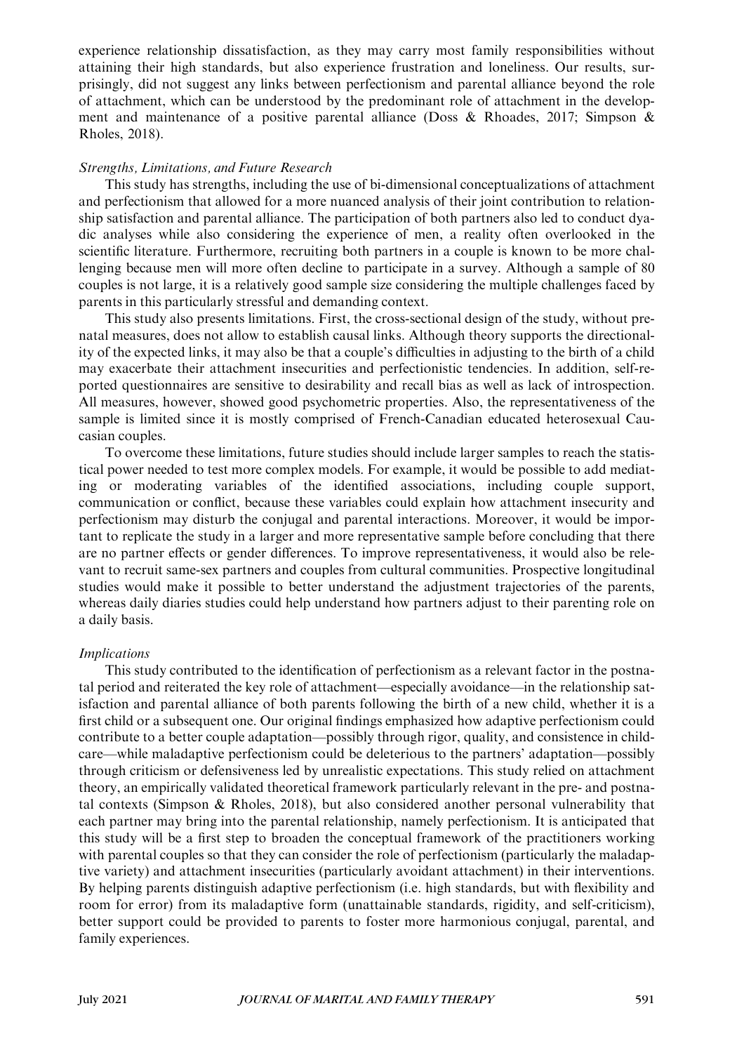experience relationship dissatisfaction, as they may carry most family responsibilities without attaining their high standards, but also experience frustration and loneliness. Our results, surprisingly, did not suggest any links between perfectionism and parental alliance beyond the role of attachment, which can be understood by the predominant role of attachment in the development and maintenance of a positive parental alliance (Doss & Rhoades, 2017; Simpson & Rholes, 2018).

### *Strengths, Limitations, and Future Research*

This study has strengths, including the use of bi-dimensional conceptualizations of attachment and perfectionism that allowed for a more nuanced analysis of their joint contribution to relationship satisfaction and parental alliance. The participation of both partners also led to conduct dyadic analyses while also considering the experience of men, a reality often overlooked in the scientific literature. Furthermore, recruiting both partners in a couple is known to be more challenging because men will more often decline to participate in a survey. Although a sample of 80 couples is not large, it is a relatively good sample size considering the multiple challenges faced by parents in this particularly stressful and demanding context.

This study also presents limitations. First, the cross-sectional design of the study, without prenatal measures, does not allow to establish causal links. Although theory supports the directionality of the expected links, it may also be that a couple's difficulties in adjusting to the birth of a child may exacerbate their attachment insecurities and perfectionistic tendencies. In addition, self-reported questionnaires are sensitive to desirability and recall bias as well as lack of introspection. All measures, however, showed good psychometric properties. Also, the representativeness of the sample is limited since it is mostly comprised of French-Canadian educated heterosexual Caucasian couples.

To overcome these limitations, future studies should include larger samples to reach the statistical power needed to test more complex models. For example, it would be possible to add mediating or moderating variables of the identified associations, including couple support, communication or conflict, because these variables could explain how attachment insecurity and perfectionism may disturb the conjugal and parental interactions. Moreover, it would be important to replicate the study in a larger and more representative sample before concluding that there are no partner effects or gender differences. To improve representativeness, it would also be relevant to recruit same-sex partners and couples from cultural communities. Prospective longitudinal studies would make it possible to better understand the adjustment trajectories of the parents, whereas daily diaries studies could help understand how partners adjust to their parenting role on a daily basis.

### *Implications*

This study contributed to the identification of perfectionism as a relevant factor in the postnatal period and reiterated the key role of attachment—especially avoidance—in the relationship satisfaction and parental alliance of both parents following the birth of a new child, whether it is a first child or a subsequent one. Our original findings emphasized how adaptive perfectionism could contribute to a better couple adaptation—possibly through rigor, quality, and consistence in childcare—while maladaptive perfectionism could be deleterious to the partners' adaptation—possibly through criticism or defensiveness led by unrealistic expectations. This study relied on attachment theory, an empirically validated theoretical framework particularly relevant in the pre- and postnatal contexts (Simpson & Rholes, 2018), but also considered another personal vulnerability that each partner may bring into the parental relationship, namely perfectionism. It is anticipated that this study will be a first step to broaden the conceptual framework of the practitioners working with parental couples so that they can consider the role of perfectionism (particularly the maladaptive variety) and attachment insecurities (particularly avoidant attachment) in their interventions. By helping parents distinguish adaptive perfectionism (i.e. high standards, but with flexibility and room for error) from its maladaptive form (unattainable standards, rigidity, and self-criticism), better support could be provided to parents to foster more harmonious conjugal, parental, and family experiences.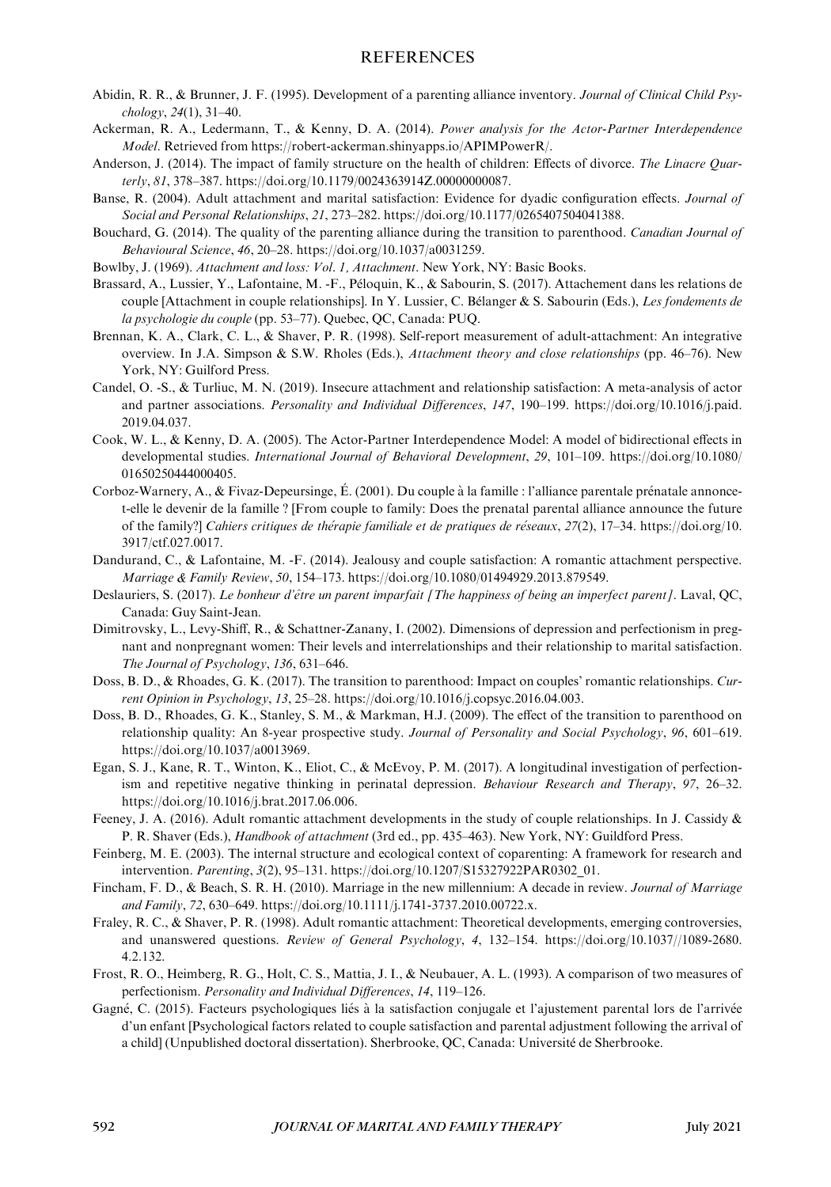# REFERENCES

Abidin, R. R., & Brunner, J. F. (1995). Development of a parenting alliance inventory. *Journal of Clinical Child Psychology*, *24*(1), 31–40.

Ackerman, R. A., Ledermann, T., & Kenny, D. A. (2014). *Power analysis for the Actor-Partner Interdependence Model*. Retrieved from https://robert-ackerman.shinyapps.io/APIMPowerR/.

Anderson, J. (2014). The impact of family structure on the health of children: Effects of divorce. *The Linacre Quarterly*, *81*, 378–387. https://doi.org/10.1179/0024363914Z.00000000087.

Banse, R. (2004). Adult attachment and marital satisfaction: Evidence for dyadic configuration effects. *Journal of Social and Personal Relationships*, *21*, 273–282. https://doi.org/10.1177/0265407504041388.

Bouchard, G. (2014). The quality of the parenting alliance during the transition to parenthood. *Canadian Journal of Behavioural Science*, *46*, 20–28. https://doi.org/10.1037/a0031259.

Bowlby, J. (1969). *Attachment and loss: Vol. 1, Attachment*. New York, NY: Basic Books.

Brassard, A., Lussier, Y., Lafontaine, M. -F., Péloquin, K., & Sabourin, S. (2017). Attachement dans les relations de couple [Attachment in couple relationships]. In Y. Lussier, C. Bélanger & S. Sabourin (Eds.), *Les fondements de la psychologie du couple* (pp. 53–77). Quebec, QC, Canada: PUQ.

Brennan, K. A., Clark, C. L., & Shaver, P. R. (1998). Self-report measurement of adult-attachment: An integrative overview. In J.A. Simpson & S.W. Rholes (Eds.), *Attachment theory and close relationships* (pp. 46–76). New York, NY: Guilford Press.

Candel, O. -S., & Turliuc, M. N. (2019). Insecure attachment and relationship satisfaction: A meta-analysis of actor and partner associations. *Personality and Individual Differences*, *147*, 190–199. https://doi.org/10.1016/j.paid.2019.04.037.

Cook, W. L., & Kenny, D. A. (2005). The Actor-Partner Interdependence Model: A model of bidirectional effects in developmental studies. *International Journal of Behavioral Development*, *29*, 101–109. https://doi.org/10.1080/01650250444000405.

Corboz-Warnery, A., & Fivaz-Depeursinge, É. (2001). Du couple à la famille : l'alliance parentale prénatale annonce-t-elle le devenir de la famille ? [From couple to family: Does the prenatal parental alliance announce the future of the family?] *Cahiers critiques de thérapie familiale et de pratiques de réseaux*, *27*(2), 17–34. https://doi.org/10.3917/ctf.027.0017.

Dandurand, C., & Lafontaine, M. -F. (2014). Jealousy and couple satisfaction: A romantic attachment perspective. *Marriage & Family Review*, *50*, 154–173. https://doi.org/10.1080/01494929.2013.879549.

Deslauriers, S. (2017). *Le bonheur d'être un parent imparfait [The happiness of being an imperfect parent]*. Laval, QC, Canada: Guy Saint-Jean.

Dimitrovsky, L., Levy-Shiff, R., & Schattner-Zanany, I. (2002). Dimensions of depression and perfectionism in pregnant and nonpregnant women: Their levels and interrelationships and their relationship to marital satisfaction. *The Journal of Psychology*, *136*, 631–646.

Doss, B. D., & Rhoades, G. K. (2017). The transition to parenthood: Impact on couples' romantic relationships. *Current Opinion in Psychology*, *13*, 25–28. https://doi.org/10.1016/j.copsyc.2016.04.003.

Doss, B. D., Rhoades, G. K., Stanley, S. M., & Markman, H.J. (2009). The effect of the transition to parenthood on relationship quality: An 8-year prospective study. *Journal of Personality and Social Psychology*, *96*, 601–619. https://doi.org/10.1037/a0013969.

Egan, S. J., Kane, R. T., Winton, K., Eliot, C., & McEvoy, P. M. (2017). A longitudinal investigation of perfectionism and repetitive negative thinking in perinatal depression. *Behaviour Research and Therapy*, *97*, 26–32. https://doi.org/10.1016/j.brat.2017.06.006.

Feeney, J. A. (2016). Adult romantic attachment developments in the study of couple relationships. In J. Cassidy & P. R. Shaver (Eds.), *Handbook of attachment* (3rd ed., pp. 435–463). New York, NY: Guildford Press.

Feinberg, M. E. (2003). The internal structure and ecological context of coparenting: A framework for research and intervention. *Parenting*, *3*(2), 95–131. https://doi.org/10.1207/S15327922PAR0302_01.

Fincham, F. D., & Beach, S. R. H. (2010). Marriage in the new millennium: A decade in review. *Journal of Marriage and Family*, *72*, 630–649. https://doi.org/10.1111/j.1741-3737.2010.00722.x.

Fraley, R. C., & Shaver, P. R. (1998). Adult romantic attachment: Theoretical developments, emerging controversies, and unanswered questions. *Review of General Psychology*, *4*, 132–154. https://doi.org/10.1037//1089-2680.4.2.132.

Frost, R. O., Heimberg, R. G., Holt, C. S., Mattia, J. I., & Neubauer, A. L. (1993). A comparison of two measures of perfectionism. *Personality and Individual Differences*, *14*, 119–126.

Gagné, C. (2015). Facteurs psychologiques liés à la satisfaction conjugale et l'ajustement parental lors de l'arrivée d'un enfant [Psychological factors related to couple satisfaction and parental adjustment following the arrival of a child] (Unpublished doctoral dissertation). Sherbrooke, QC, Canada: Université de Sherbrooke.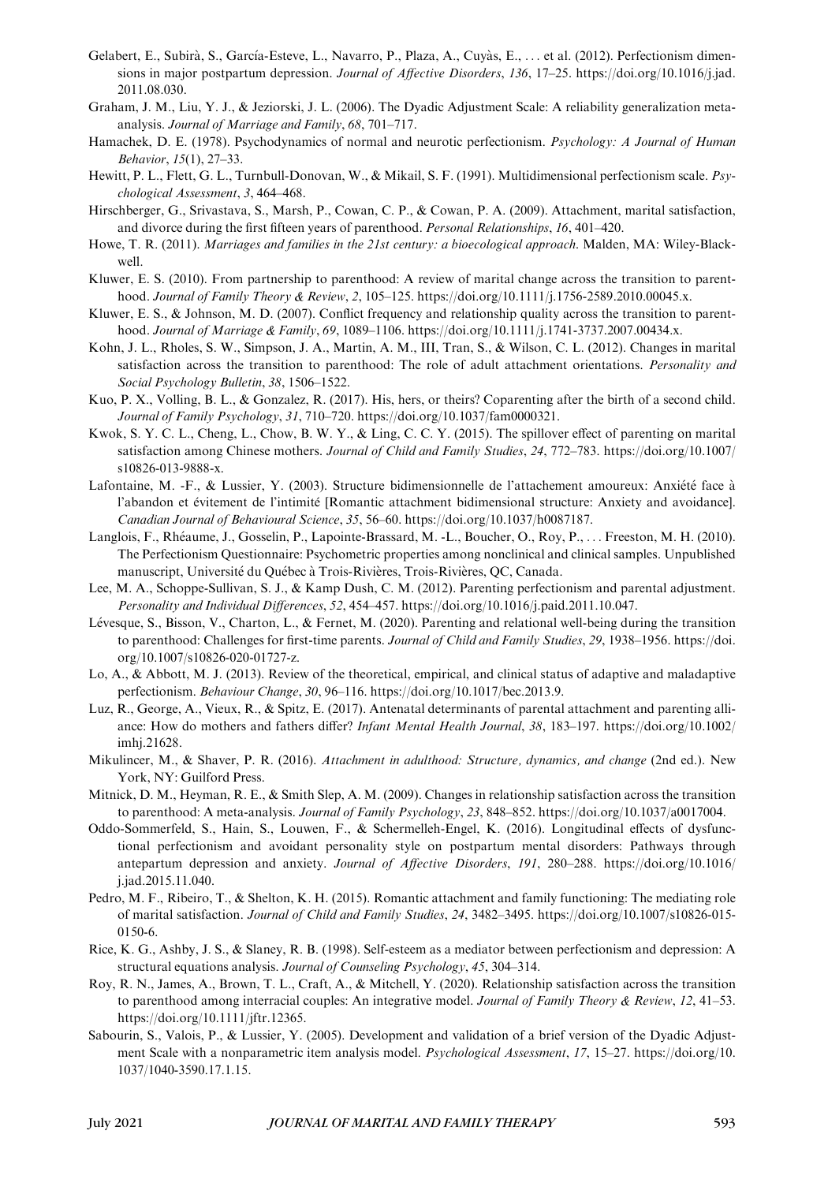Gelabert, E., Subirà, S., García-Esteve, L., Navarro, P., Plaza, A., Cuyàs, E., … et al. (2012). Perfectionism dimensions in major postpartum depression. *Journal of Affective Disorders*, *136*, 17–25. https://doi.org/10.1016/j.jad.2011.08.030.

Graham, J. M., Liu, Y. J., & Jeziorski, J. L. (2006). The Dyadic Adjustment Scale: A reliability generalization meta-analysis. *Journal of Marriage and Family*, *68*, 701–717.

Hamachek, D. E. (1978). Psychodynamics of normal and neurotic perfectionism. *Psychology: A Journal of Human Behavior*, *15*(1), 27–33.

Hewitt, P. L., Flett, G. L., Turnbull-Donovan, W., & Mikail, S. F. (1991). Multidimensional perfectionism scale. *Psychological Assessment*, *3*, 464–468.

Hirschberger, G., Srivastava, S., Marsh, P., Cowan, C. P., & Cowan, P. A. (2009). Attachment, marital satisfaction, and divorce during the first fifteen years of parenthood. *Personal Relationships*, *16*, 401–420.

Howe, T. R. (2011). *Marriages and families in the 21st century: a bioecological approach*. Malden, MA: Wiley-Blackwell.

Kluwer, E. S. (2010). From partnership to parenthood: A review of marital change across the transition to parenthood. *Journal of Family Theory & Review*, *2*, 105–125. https://doi.org/10.1111/j.1756-2589.2010.00045.x.

Kluwer, E. S., & Johnson, M. D. (2007). Conflict frequency and relationship quality across the transition to parenthood. *Journal of Marriage & Family*, *69*, 1089–1106. https://doi.org/10.1111/j.1741-3737.2007.00434.x.

Kohn, J. L., Rholes, S. W., Simpson, J. A., Martin, A. M., III, Tran, S., & Wilson, C. L. (2012). Changes in marital satisfaction across the transition to parenthood: The role of adult attachment orientations. *Personality and Social Psychology Bulletin*, *38*, 1506–1522.

Kuo, P. X., Volling, B. L., & Gonzalez, R. (2017). His, hers, or theirs? Coparenting after the birth of a second child. *Journal of Family Psychology*, *31*, 710–720. https://doi.org/10.1037/fam0000321.

Kwok, S. Y. C. L., Cheng, L., Chow, B. W. Y., & Ling, C. C. Y. (2015). The spillover effect of parenting on marital satisfaction among Chinese mothers. *Journal of Child and Family Studies*, *24*, 772–783. https://doi.org/10.1007/s10826-013-9888-x.

Lafontaine, M. -F., & Lussier, Y. (2003). Structure bidimensionnelle de l'attachement amoureux: Anxiété face à l'abandon et évitement de l'intimité [Romantic attachment bidimensional structure: Anxiety and avoidance]. *Canadian Journal of Behavioural Science*, *35*, 56–60. https://doi.org/10.1037/h0087187.

Langlois, F., Rhéaume, J., Gosselin, P., Lapointe-Brassard, M. -L., Boucher, O., Roy, P., … Freeston, M. H. (2010). The Perfectionism Questionnaire: Psychometric properties among nonclinical and clinical samples. Unpublished manuscript, Université du Québec à Trois-Rivières, Trois-Rivières, QC, Canada.

Lee, M. A., Schoppe-Sullivan, S. J., & Kamp Dush, C. M. (2012). Parenting perfectionism and parental adjustment. *Personality and Individual Differences*, *52*, 454–457. https://doi.org/10.1016/j.paid.2011.10.047.

Lévesque, S., Bisson, V., Charton, L., & Fernet, M. (2020). Parenting and relational well-being during the transition to parenthood: Challenges for first-time parents. *Journal of Child and Family Studies*, *29*, 1938–1956. https://doi.org/10.1007/s10826-020-01727-z.

Lo, A., & Abbott, M. J. (2013). Review of the theoretical, empirical, and clinical status of adaptive and maladaptive perfectionism. *Behaviour Change*, *30*, 96–116. https://doi.org/10.1017/bec.2013.9.

Luz, R., George, A., Vieux, R., & Spitz, E. (2017). Antenatal determinants of parental attachment and parenting alliance: How do mothers and fathers differ? *Infant Mental Health Journal*, *38*, 183–197. https://doi.org/10.1002/imhj.21628.

Mikulincer, M., & Shaver, P. R. (2016). *Attachment in adulthood: Structure, dynamics, and change* (2nd ed.). New York, NY: Guilford Press.

Mitnick, D. M., Heyman, R. E., & Smith Slep, A. M. (2009). Changes in relationship satisfaction across the transition to parenthood: A meta-analysis. *Journal of Family Psychology*, *23*, 848–852. https://doi.org/10.1037/a0017004.

Oddo-Sommerfeld, S., Hain, S., Louwen, F., & Schermelleh-Engel, K. (2016). Longitudinal effects of dysfunctional perfectionism and avoidant personality style on postpartum mental disorders: Pathways through antepartum depression and anxiety. *Journal of Affective Disorders*, *191*, 280–288. https://doi.org/10.1016/j.jad.2015.11.040.

Pedro, M. F., Ribeiro, T., & Shelton, K. H. (2015). Romantic attachment and family functioning: The mediating role of marital satisfaction. *Journal of Child and Family Studies*, *24*, 3482–3495. https://doi.org/10.1007/s10826-015-0150-6.

Rice, K. G., Ashby, J. S., & Slaney, R. B. (1998). Self-esteem as a mediator between perfectionism and depression: A structural equations analysis. *Journal of Counseling Psychology*, *45*, 304–314.

Roy, R. N., James, A., Brown, T. L., Craft, A., & Mitchell, Y. (2020). Relationship satisfaction across the transition to parenthood among interracial couples: An integrative model. *Journal of Family Theory & Review*, *12*, 41–53. https://doi.org/10.1111/jftr.12365.

Sabourin, S., Valois, P., & Lussier, Y. (2005). Development and validation of a brief version of the Dyadic Adjustment Scale with a nonparametric item analysis model. *Psychological Assessment*, *17*, 15–27. https://doi.org/10.1037/1040-3590.17.1.15.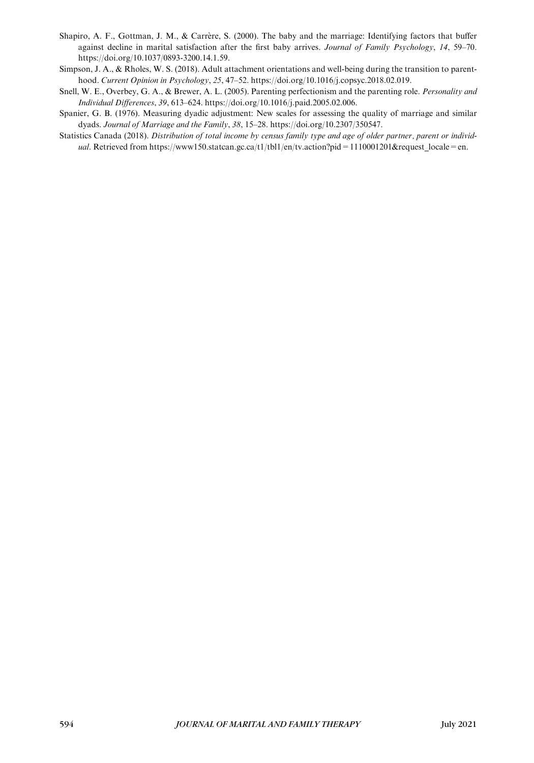Shapiro, A. F., Gottman, J. M., & Carrère, S. (2000). The baby and the marriage: Identifying factors that buffer against decline in marital satisfaction after the first baby arrives. *Journal of Family Psychology*, *14*, 59–70. https://doi.org/10.1037/0893-3200.14.1.59.

Simpson, J. A., & Rholes, W. S. (2018). Adult attachment orientations and well-being during the transition to parenthood. *Current Opinion in Psychology*, *25*, 47–52. https://doi.org/10.1016/j.copsyc.2018.02.019.

Snell, W. E., Overbey, G. A., & Brewer, A. L. (2005). Parenting perfectionism and the parenting role. *Personality and Individual Differences*, *39*, 613–624. https://doi.org/10.1016/j.paid.2005.02.006.

Spanier, G. B. (1976). Measuring dyadic adjustment: New scales for assessing the quality of marriage and similar dyads. *Journal of Marriage and the Family*, *38*, 15–28. https://doi.org/10.2307/350547.

Statistics Canada (2018). *Distribution of total income by census family type and age of older partner, parent or individual*. Retrieved from https://www150.statcan.gc.ca/t1/tbl1/en/tv.action?pid=1110001201&request_locale=en.